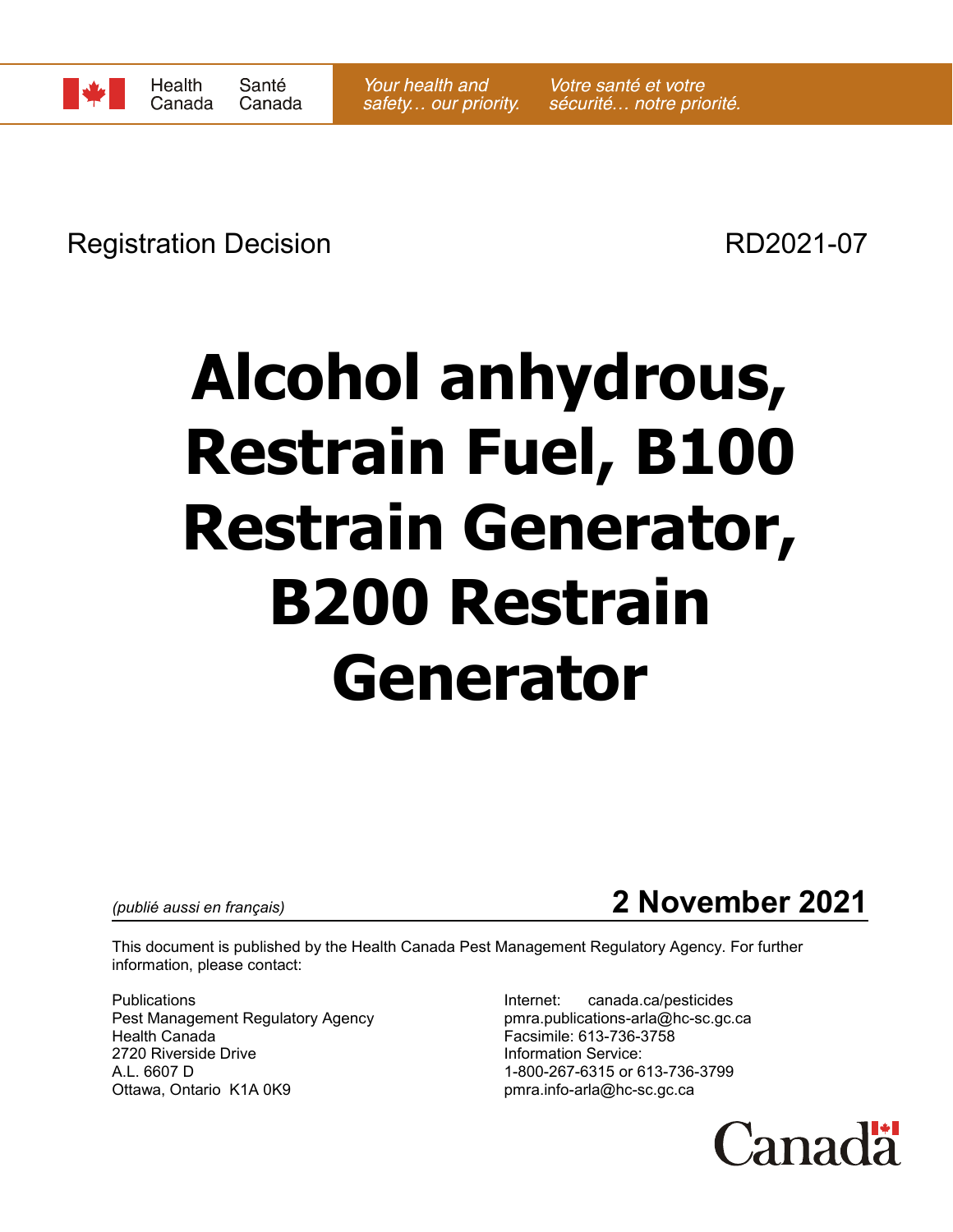Health Canada | Santé Canada

*Your health and safety… our priority.* *Votre santé et votre sécurité… notre priorité.*

Registration Decision RD2021-07

# Alcohol anhydrous, Restrain Fuel, B100 Restrain Generator, B200 Restrain Generator

*(publié aussi en français)*

**2 November 2021**

This document is published by the Health Canada Pest Management Regulatory Agency. For further information, please contact:

Publications
Pest Management Regulatory Agency
Health Canada
2720 Riverside Drive
A.L. 6607 D
Ottawa, Ontario K1A 0K9

Internet: canada.ca/pesticides
pmra.publications-arla@hc-sc.gc.ca
Facsimile: 613-736-3758
Information Service:
1-800-267-6315 or 613-736-3799
pmra.info-arla@hc-sc.gc.ca

Canada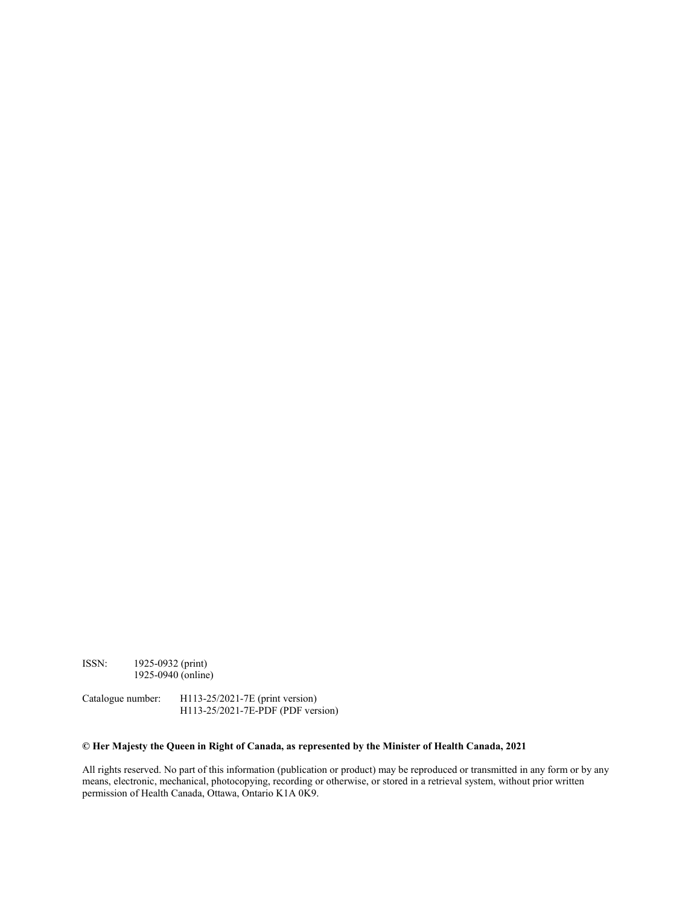ISSN: 1925-0932 (print)
1925-0940 (online)

Catalogue number: H113-25/2021-7E (print version)
H113-25/2021-7E-PDF (PDF version)

**© Her Majesty the Queen in Right of Canada, as represented by the Minister of Health Canada, 2021**

All rights reserved. No part of this information (publication or product) may be reproduced or transmitted in any form or by any means, electronic, mechanical, photocopying, recording or otherwise, or stored in a retrieval system, without prior written permission of Health Canada, Ottawa, Ontario K1A 0K9.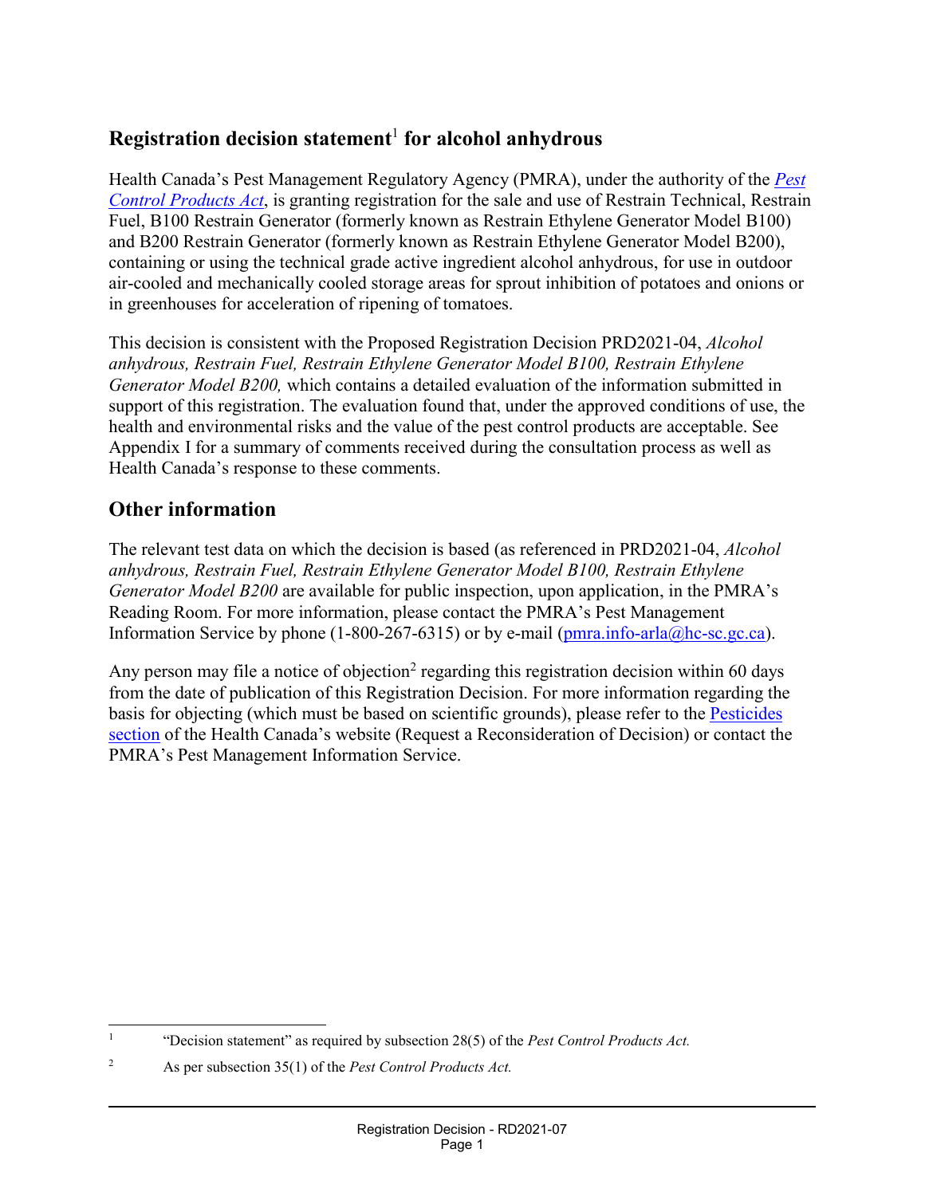## Registration decision statement[1] for alcohol anhydrous

Health Canada's Pest Management Regulatory Agency (PMRA), under the authority of the *Pest Control Products Act*, is granting registration for the sale and use of Restrain Technical, Restrain Fuel, B100 Restrain Generator (formerly known as Restrain Ethylene Generator Model B100) and B200 Restrain Generator (formerly known as Restrain Ethylene Generator Model B200), containing or using the technical grade active ingredient alcohol anhydrous, for use in outdoor air-cooled and mechanically cooled storage areas for sprout inhibition of potatoes and onions or in greenhouses for acceleration of ripening of tomatoes.

This decision is consistent with the Proposed Registration Decision PRD2021-04, *Alcohol anhydrous, Restrain Fuel, Restrain Ethylene Generator Model B100, Restrain Ethylene Generator Model B200,* which contains a detailed evaluation of the information submitted in support of this registration. The evaluation found that, under the approved conditions of use, the health and environmental risks and the value of the pest control products are acceptable. See Appendix I for a summary of comments received during the consultation process as well as Health Canada's response to these comments.

## Other information

The relevant test data on which the decision is based (as referenced in PRD2021-04, *Alcohol anhydrous, Restrain Fuel, Restrain Ethylene Generator Model B100, Restrain Ethylene Generator Model B200* are available for public inspection, upon application, in the PMRA's Reading Room. For more information, please contact the PMRA's Pest Management Information Service by phone (1-800-267-6315) or by e-mail (pmra.info-arla@hc-sc.gc.ca).

Any person may file a notice of objection[2] regarding this registration decision within 60 days from the date of publication of this Registration Decision. For more information regarding the basis for objecting (which must be based on scientific grounds), please refer to the Pesticides section of the Health Canada's website (Request a Reconsideration of Decision) or contact the PMRA's Pest Management Information Service.

---

[1] "Decision statement" as required by subsection 28(5) of the *Pest Control Products Act.*

[2] As per subsection 35(1) of the *Pest Control Products Act.*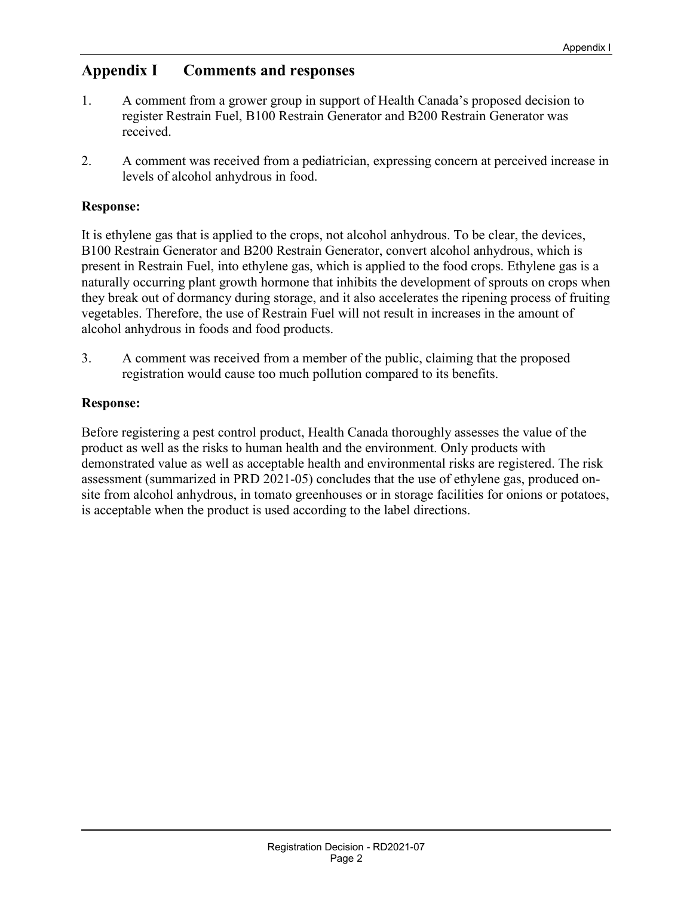# Appendix I Comments and responses

1. A comment from a grower group in support of Health Canada's proposed decision to register Restrain Fuel, B100 Restrain Generator and B200 Restrain Generator was received.

2. A comment was received from a pediatrician, expressing concern at perceived increase in levels of alcohol anhydrous in food.

**Response:**

It is ethylene gas that is applied to the crops, not alcohol anhydrous. To be clear, the devices, B100 Restrain Generator and B200 Restrain Generator, convert alcohol anhydrous, which is present in Restrain Fuel, into ethylene gas, which is applied to the food crops. Ethylene gas is a naturally occurring plant growth hormone that inhibits the development of sprouts on crops when they break out of dormancy during storage, and it also accelerates the ripening process of fruiting vegetables. Therefore, the use of Restrain Fuel will not result in increases in the amount of alcohol anhydrous in foods and food products.

3. A comment was received from a member of the public, claiming that the proposed registration would cause too much pollution compared to its benefits.

**Response:**

Before registering a pest control product, Health Canada thoroughly assesses the value of the product as well as the risks to human health and the environment. Only products with demonstrated value as well as acceptable health and environmental risks are registered. The risk assessment (summarized in PRD 2021-05) concludes that the use of ethylene gas, produced on-site from alcohol anhydrous, in tomato greenhouses or in storage facilities for onions or potatoes, is acceptable when the product is used according to the label directions.